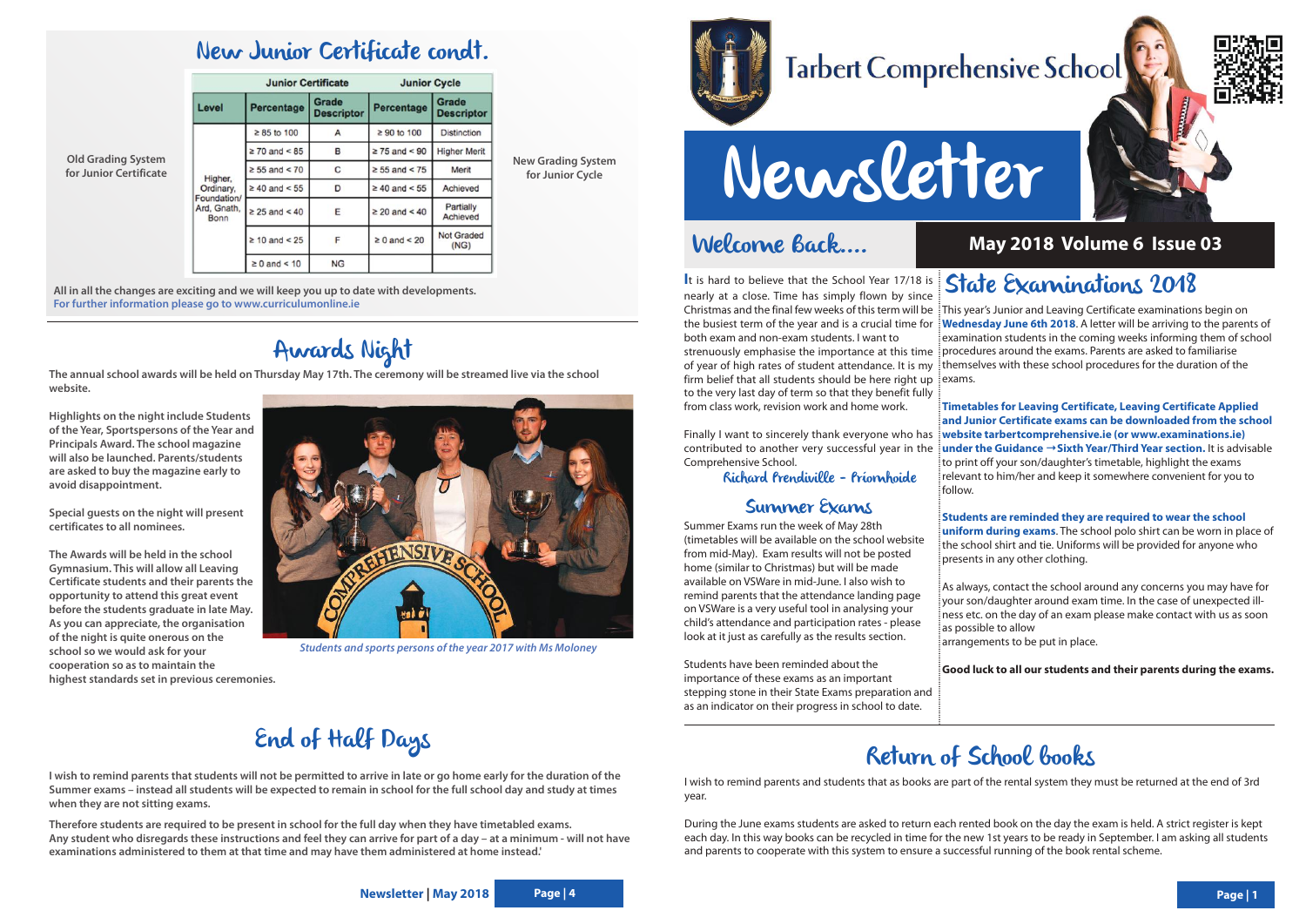## New Junior Certificate contd.

Old Grading System for Junior Certificate

New Grading System for Junior Cycle

| | Junior Certificate | | Junior Cycle | |
|---|---|---|---|---|
| Level | Percentage | Grade Descriptor | Percentage | Grade Descriptor |
| Higher, Ordinary, Foundation/ Ard, Gnath, Bonn | ≥ 85 to 100 | A | ≥ 90 to 100 | Distinction |
| | ≥ 70 and < 85 | B | ≥ 75 and < 90 | Higher Merit |
| | ≥ 55 and < 70 | C | ≥ 55 and < 75 | Merit |
| | ≥ 40 and < 55 | D | ≥ 40 and < 55 | Achieved |
| | ≥ 25 and < 40 | E | ≥ 20 and < 40 | Partially Achieved |
| | ≥ 10 and < 25 | F | ≥ 0 and < 20 | Not Graded (NG) |
| | ≥ 0 and < 10 | NG | | |

**All in all the changes are exciting and we will keep you up to date with developments.**
**For further information please go to www.curriculumonline.ie**

## Awards Night

**The annual school awards will be held on Thursday May 17th. The ceremony will be streamed live via the school website.**

**Highlights on the night include Students of the Year, Sportspersons of the Year and Principals Award. The school magazine will also be launched. Parents/students are asked to buy the magazine early to avoid disappointment.**

**Special guests on the night will present certificates to all nominees.**

**The Awards will be held in the school Gymnasium. This will allow all Leaving Certificate students and their parents the opportunity to attend this great event before the students graduate in late May. As you can appreciate, the organisation of the night is quite onerous on the school so we would ask for your cooperation so as to maintain the highest standards set in previous ceremonies.**

*Students and sports persons of the year 2017 with Ms Moloney*

## End of Half Days

**I wish to remind parents that students will not be permitted to arrive in late or go home early for the duration of the Summer exams – instead all students will be expected to remain in school for the full school day and study at times when they are not sitting exams.**

**Therefore students are required to be present in school for the full day when they have timetabled exams. Any student who disregards these instructions and feel they can arrive for part of a day – at a minimum - will not have examinations administered to them at that time and may have them administered at home instead.'**

# Tarbert Comprehensive School

# Newsletter

**May 2018 Volume 6 Issue 03**

## Welcome Back....

It is hard to believe that the School Year 17/18 is nearly at a close. Time has simply flown by since Christmas and the final few weeks of this term will be the busiest term of the year and is a crucial time for both exam and non-exam students. I want to strenuously emphasise the importance at this time of year of high rates of student attendance. It is my firm belief that all students should be here right up to the very last day of term so that they benefit fully from class work, revision work and home work.

Finally I want to sincerely thank everyone who has contributed to another very successful year in the Comprehensive School.

Richard Prendiville - Príomhoide

### Summer Exams

Summer Exams run the week of May 28th (timetables will be available on the school website from mid-May). Exam results will not be posted home (similar to Christmas) but will be made available on VSWare in mid-June. I also wish to remind parents that the attendance landing page on VSWare is a very useful tool in analysing your child's attendance and participation rates - please look at it just as carefully as the results section.

Students have been reminded about the importance of these exams as an important stepping stone in their State Exams preparation and as an indicator on their progress in school to date.

## State Examinations 2018

This year's Junior and Leaving Certificate examinations begin on **Wednesday June 6th 2018**. A letter will be arriving to the parents of examination students in the coming weeks informing them of school procedures around the exams. Parents are asked to familiarise themselves with these school procedures for the duration of the exams.

**Timetables for Leaving Certificate, Leaving Certificate Applied and Junior Certificate exams can be downloaded from the school website tarbertcomprehensive.ie (or www.examinations.ie) under the Guidance → Sixth Year/Third Year section.** It is advisable to print off your son/daughter's timetable, highlight the exams relevant to him/her and keep it somewhere convenient for you to follow.

**Students are reminded they are required to wear the school uniform during exams**. The school polo shirt can be worn in place of the school shirt and tie. Uniforms will be provided for anyone who presents in any other clothing.

As always, contact the school around any concerns you may have for your son/daughter around exam time. In the case of unexpected ill-ness etc. on the day of an exam please make contact with us as soon as possible to allow arrangements to be put in place.

**Good luck to all our students and their parents during the exams.**

## Return of School books

I wish to remind parents and students that as books are part of the rental system they must be returned at the end of 3rd year.

During the June exams students are asked to return each rented book on the day the exam is held. A strict register is kept each day. In this way books can be recycled in time for the new 1st years to be ready in September. I am asking all students and parents to cooperate with this system to ensure a successful running of the book rental scheme.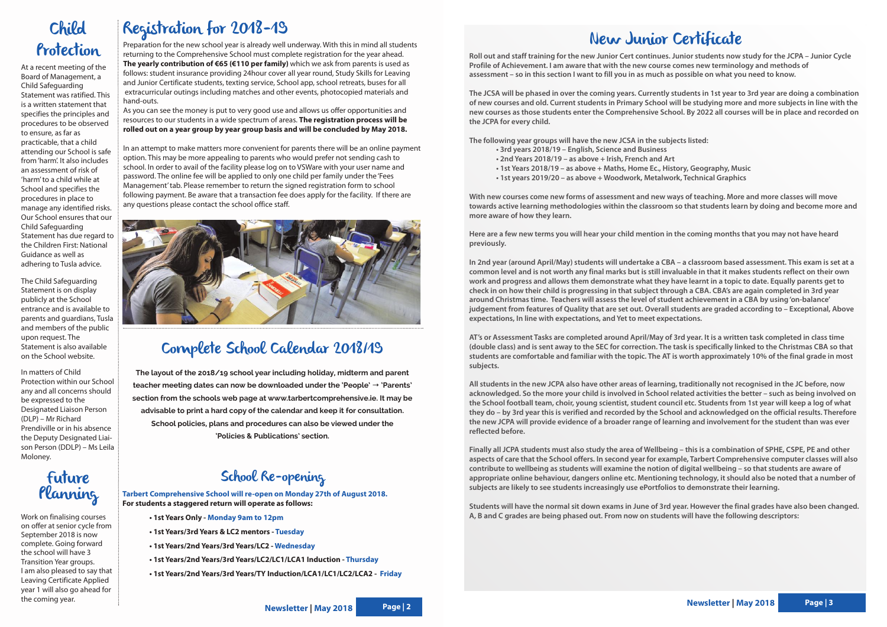# Child Protection

At a recent meeting of the Board of Management, a Child Safeguarding Statement was ratified. This is a written statement that specifies the principles and procedures to be observed to ensure, as far as practicable, that a child attending our School is safe from 'harm'. It also includes an assessment of risk of 'harm' to a child while at School and specifies the procedures in place to manage any identified risks. Our School ensures that our Child Safeguarding Statement has due regard to the Children First: National Guidance as well as adhering to Tusla advice.

The Child Safeguarding Statement is on display publicly at the School entrance and is available to parents and guardians, Tusla and members of the public upon request. The Statement is also available on the School website.

In matters of Child Protection within our School any and all concerns should be expressed to the Designated Liaison Person (DLP) – Mr Richard Prendiville or in his absence the Deputy Designated Liaison Person (DDLP) – Ms Leila Moloney.

# Future Planning

Work on finalising courses on offer at senior cycle from September 2018 is now complete. Going forward the school will have 3 Transition Year groups. I am also pleased to say that Leaving Certificate Applied year 1 will also go ahead for the coming year.

# Registration for 2018-19

Preparation for the new school year is already well underway. With this in mind all students returning to the Comprehensive School must complete registration for the year ahead. **The yearly contribution of €65 (€110 per family)** which we ask from parents is used as follows: student insurance providing 24hour cover all year round, Study Skills for Leaving and Junior Certificate students, texting service, School app, school retreats, buses for all extracurricular outings including matches and other events, photocopied materials and hand-outs.

As you can see the money is put to very good use and allows us offer opportunities and resources to our students in a wide spectrum of areas. **The registration process will be rolled out on a year group by year group basis and will be concluded by May 2018.**

In an attempt to make matters more convenient for parents there will be an online payment option. This may be more appealing to parents who would prefer not sending cash to school. In order to avail of the facility please log on to VSWare with your user name and password. The online fee will be applied to only one child per family under the 'Fees Management' tab. Please remember to return the signed registration form to school following payment. Be aware that a transaction fee does apply for the facility. If there are any questions please contact the school office staff.

# Complete School Calendar 2018/19

**The layout of the 2018/19 school year including holiday, midterm and parent teacher meeting dates can now be downloaded under the 'People' → 'Parents' section from the schools web page at www.tarbertcomprehensive.ie. It may be advisable to print a hard copy of the calendar and keep it for consultation. School policies, plans and procedures can also be viewed under the 'Policies & Publications' section.**

# School Re-opening

**Tarbert Comprehensive School will re-open on Monday 27th of August 2018.**
**For students a staggered return will operate as follows:**

- **1st Years Only - Monday 9am to 12pm**
- **1st Years/3rd Years & LC2 mentors - Tuesday**
- **1st Years/2nd Years/3rd Years/LC2 - Wednesday**
- **1st Years/2nd Years/3rd Years/LC2/LC1/LCA1 Induction - Thursday**
- **1st Years/2nd Years/3rd Years/TY Induction/LCA1/LC1/LC2/LCA2 - Friday**

# New Junior Certificate

**Roll out and staff training for the new Junior Cert continues. Junior students now study for the JCPA – Junior Cycle Profile of Achievement. I am aware that with the new course comes new terminology and methods of assessment – so in this section I want to fill you in as much as possible on what you need to know.**

**The JCSA will be phased in over the coming years. Currently students in 1st year to 3rd year are doing a combination of new courses and old. Current students in Primary School will be studying more and more subjects in line with the new courses as those students enter the Comprehensive School. By 2022 all courses will be in place and recorded on the JCPA for every child.**

**The following year groups will have the new JCSA in the subjects listed:**

- **3rd years 2018/19 – English, Science and Business**
- **2nd Years 2018/19 – as above + Irish, French and Art**
- **1st Years 2018/19 – as above + Maths, Home Ec., History, Geography, Music**
- **1st years 2019/20 – as above + Woodwork, Metalwork, Technical Graphics**

**With new courses come new forms of assessment and new ways of teaching. More and more classes will move towards active learning methodologies within the classroom so that students learn by doing and become more and more aware of how they learn.**

**Here are a few new terms you will hear your child mention in the coming months that you may not have heard previously.**

**In 2nd year (around April/May) students will undertake a CBA – a classroom based assessment. This exam is set at a common level and is not worth any final marks but is still invaluable in that it makes students reflect on their own work and progress and allows them demonstrate what they have learnt in a topic to date. Equally parents get to check in on how their child is progressing in that subject through a CBA. CBA's are again completed in 3rd year around Christmas time. Teachers will assess the level of student achievement in a CBA by using 'on-balance' judgement from features of Quality that are set out. Overall students are graded according to – Exceptional, Above expectations, In line with expectations, and Yet to meet expectations.**

**AT's or Assessment Tasks are completed around April/May of 3rd year. It is a written task completed in class time (double class) and is sent away to the SEC for correction. The task is specifically linked to the Christmas CBA so that students are comfortable and familiar with the topic. The AT is worth approximately 10% of the final grade in most subjects.**

**All students in the new JCPA also have other areas of learning, traditionally not recognised in the JC before, now acknowledged. So the more your child is involved in School related activities the better – such as being involved on the School football team, choir, young scientist, student council etc. Students from 1st year will keep a log of what they do – by 3rd year this is verified and recorded by the School and acknowledged on the official results. Therefore the new JCPA will provide evidence of a broader range of learning and involvement for the student than was ever reflected before.**

**Finally all JCPA students must also study the area of Wellbeing – this is a combination of SPHE, CSPE, PE and other aspects of care that the School offers. In second year for example, Tarbert Comprehensive computer classes will also contribute to wellbeing as students will examine the notion of digital wellbeing – so that students are aware of appropriate online behaviour, dangers online etc. Mentioning technology, it should also be noted that a number of subjects are likely to see students increasingly use ePortfolios to demonstrate their learning.**

**Students will have the normal sit down exams in June of 3rd year. However the final grades have also been changed. A, B and C grades are being phased out. From now on students will have the following descriptors:**